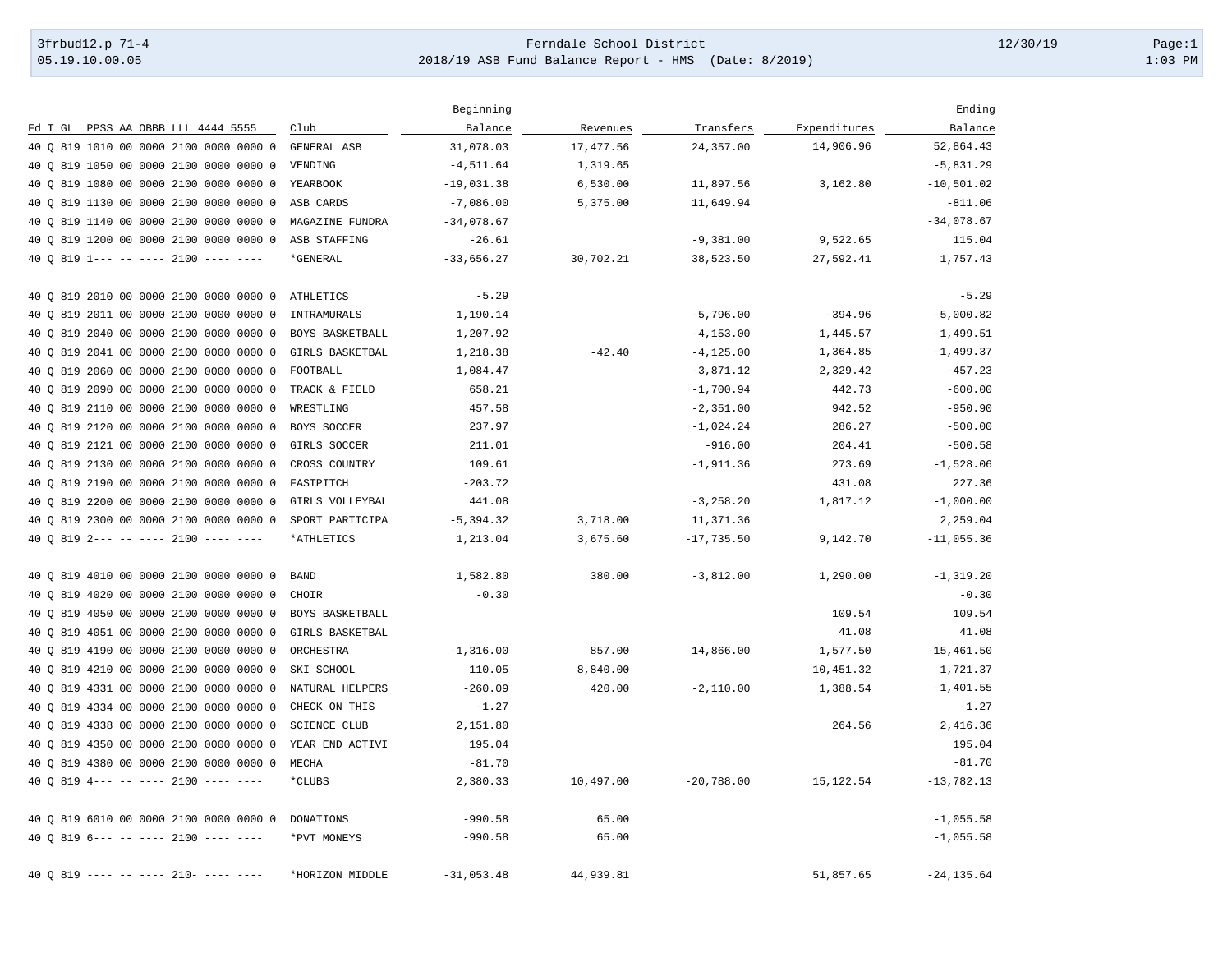# Ferndale School District

## 2018/19 ASB Fund Balance Report - HMS (Date: 8/2019)

3frbud12.p 71-4
05.19.10.00.05

| Fd T GL PPSS AA OBBB LLL 4444 5555 | Club | Beginning Balance | Revenues | Transfers | Expenditures | Ending Balance |
|---|---|---|---|---|---|---|
| 40 Q 819 1010 00 0000 2100 0000 0000 0 | GENERAL ASB | 31,078.03 | 17,477.56 | 24,357.00 | 14,906.96 | 52,864.43 |
| 40 Q 819 1050 00 0000 2100 0000 0000 0 | VENDING | -4,511.64 | 1,319.65 | | | -5,831.29 |
| 40 Q 819 1080 00 0000 2100 0000 0000 0 | YEARBOOK | -19,031.38 | 6,530.00 | 11,897.56 | 3,162.80 | -10,501.02 |
| 40 Q 819 1130 00 0000 2100 0000 0000 0 | ASB CARDS | -7,086.00 | 5,375.00 | 11,649.94 | | -811.06 |
| 40 Q 819 1140 00 0000 2100 0000 0000 0 | MAGAZINE FUNDRA | -34,078.67 | | | | -34,078.67 |
| 40 Q 819 1200 00 0000 2100 0000 0000 0 | ASB STAFFING | -26.61 | | -9,381.00 | 9,522.65 | 115.04 |
| 40 Q 819 1--- -- ---- 2100 ---- ---- | *GENERAL | -33,656.27 | 30,702.21 | 38,523.50 | 27,592.41 | 1,757.43 |
| | | | | | | |
| 40 Q 819 2010 00 0000 2100 0000 0000 0 | ATHLETICS | -5.29 | | | | -5.29 |
| 40 Q 819 2011 00 0000 2100 0000 0000 0 | INTRAMURALS | 1,190.14 | | -5,796.00 | -394.96 | -5,000.82 |
| 40 Q 819 2040 00 0000 2100 0000 0000 0 | BOYS BASKETBALL | 1,207.92 | | -4,153.00 | 1,445.57 | -1,499.51 |
| 40 Q 819 2041 00 0000 2100 0000 0000 0 | GIRLS BASKETBAL | 1,218.38 | -42.40 | -4,125.00 | 1,364.85 | -1,499.37 |
| 40 Q 819 2060 00 0000 2100 0000 0000 0 | FOOTBALL | 1,084.47 | | -3,871.12 | 2,329.42 | -457.23 |
| 40 Q 819 2090 00 0000 2100 0000 0000 0 | TRACK & FIELD | 658.21 | | -1,700.94 | 442.73 | -600.00 |
| 40 Q 819 2110 00 0000 2100 0000 0000 0 | WRESTLING | 457.58 | | -2,351.00 | 942.52 | -950.90 |
| 40 Q 819 2120 00 0000 2100 0000 0000 0 | BOYS SOCCER | 237.97 | | -1,024.24 | 286.27 | -500.00 |
| 40 Q 819 2121 00 0000 2100 0000 0000 0 | GIRLS SOCCER | 211.01 | | -916.00 | 204.41 | -500.58 |
| 40 Q 819 2130 00 0000 2100 0000 0000 0 | CROSS COUNTRY | 109.61 | | -1,911.36 | 273.69 | -1,528.06 |
| 40 Q 819 2190 00 0000 2100 0000 0000 0 | FASTPITCH | -203.72 | | | 431.08 | 227.36 |
| 40 Q 819 2200 00 0000 2100 0000 0000 0 | GIRLS VOLLEYBAL | 441.08 | | -3,258.20 | 1,817.12 | -1,000.00 |
| 40 Q 819 2300 00 0000 2100 0000 0000 0 | SPORT PARTICIPA | -5,394.32 | 3,718.00 | 11,371.36 | | 2,259.04 |
| 40 Q 819 2--- -- ---- 2100 ---- ---- | *ATHLETICS | 1,213.04 | 3,675.60 | -17,735.50 | 9,142.70 | -11,055.36 |
| | | | | | | |
| 40 Q 819 4010 00 0000 2100 0000 0000 0 | BAND | 1,582.80 | 380.00 | -3,812.00 | 1,290.00 | -1,319.20 |
| 40 Q 819 4020 00 0000 2100 0000 0000 0 | CHOIR | -0.30 | | | | -0.30 |
| 40 Q 819 4050 00 0000 2100 0000 0000 0 | BOYS BASKETBALL | | | | 109.54 | 109.54 |
| 40 Q 819 4051 00 0000 2100 0000 0000 0 | GIRLS BASKETBAL | | | | 41.08 | 41.08 |
| 40 Q 819 4190 00 0000 2100 0000 0000 0 | ORCHESTRA | -1,316.00 | 857.00 | -14,866.00 | 1,577.50 | -15,461.50 |
| 40 Q 819 4210 00 0000 2100 0000 0000 0 | SKI SCHOOL | 110.05 | 8,840.00 | | 10,451.32 | 1,721.37 |
| 40 Q 819 4331 00 0000 2100 0000 0000 0 | NATURAL HELPERS | -260.09 | 420.00 | -2,110.00 | 1,388.54 | -1,401.55 |
| 40 Q 819 4334 00 0000 2100 0000 0000 0 | CHECK ON THIS | -1.27 | | | | -1.27 |
| 40 Q 819 4338 00 0000 2100 0000 0000 0 | SCIENCE CLUB | 2,151.80 | | | 264.56 | 2,416.36 |
| 40 Q 819 4350 00 0000 2100 0000 0000 0 | YEAR END ACTIVI | 195.04 | | | | 195.04 |
| 40 Q 819 4380 00 0000 2100 0000 0000 0 | MECHA | -81.70 | | | | -81.70 |
| 40 Q 819 4--- -- ---- 2100 ---- ---- | *CLUBS | 2,380.33 | 10,497.00 | -20,788.00 | 15,122.54 | -13,782.13 |
| | | | | | | |
| 40 Q 819 6010 00 0000 2100 0000 0000 0 | DONATIONS | -990.58 | 65.00 | | | -1,055.58 |
| 40 Q 819 6--- -- ---- 2100 ---- ---- | *PVT MONEYS | -990.58 | 65.00 | | | -1,055.58 |
| | | | | | | |
| 40 Q 819 ---- -- ---- 210- ---- ---- | *HORIZON MIDDLE | -31,053.48 | 44,939.81 | | 51,857.65 | -24,135.64 |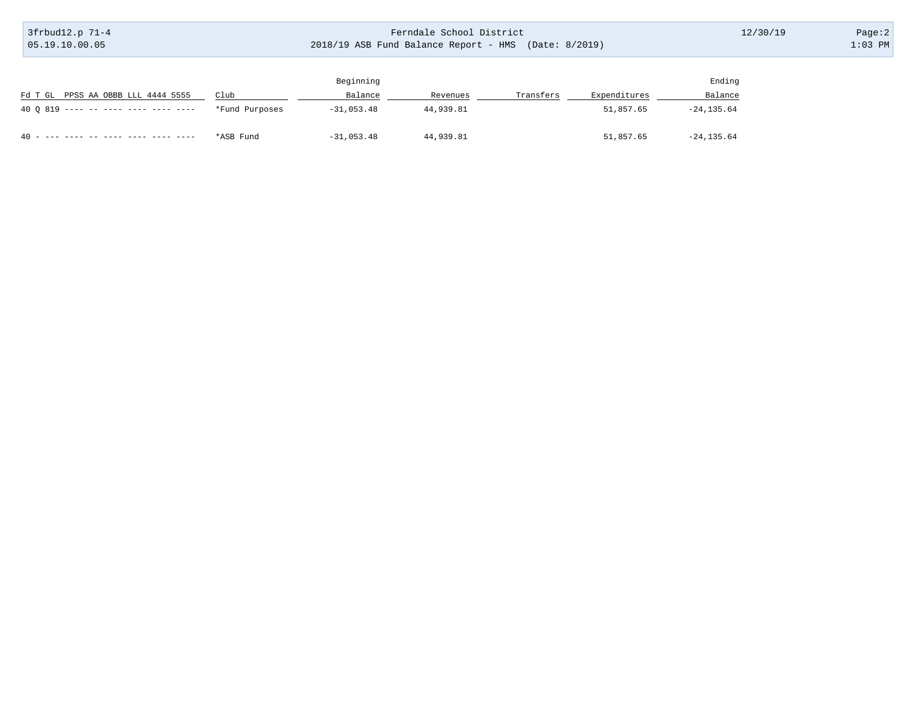| Fd T GL PPSS AA OBBB LLL 4444 5555 | Club | Beginning Balance | Revenues | Transfers | Expenditures | Ending Balance |
|---|---|---|---|---|---|---|
| 40 Q 819 ---- -- ---- ---- ---- ---- | *Fund Purposes | -31,053.48 | 44,939.81 | | 51,857.65 | -24,135.64 |
| 40 - --- ---- -- ---- ---- ---- ---- | *ASB Fund | -31,053.48 | 44,939.81 | | 51,857.65 | -24,135.64 |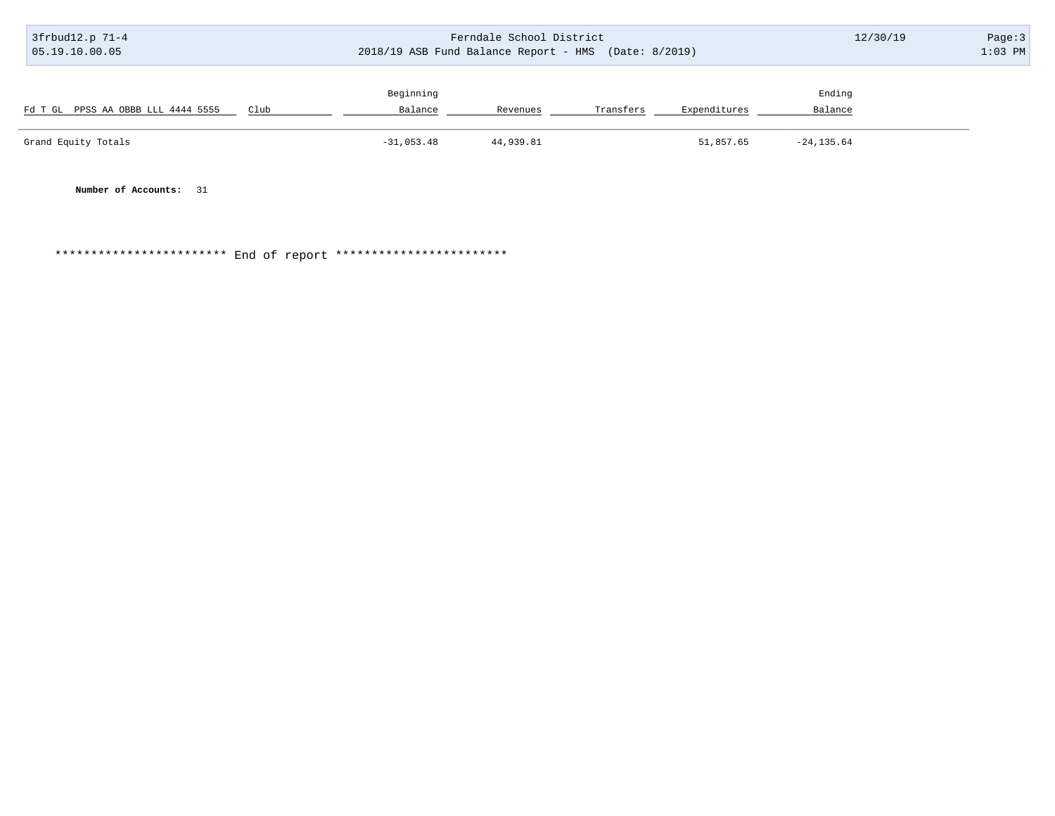| Fd T GL PPSS AA OBBB LLL 4444 5555 | Club | Beginning Balance | Revenues | Transfers | Expenditures | Ending Balance |
|---|---|---|---|---|---|---|
| Grand Equity Totals | | -31,053.48 | 44,939.81 | | 51,857.65 | -24,135.64 |

**Number of Accounts:** 31

************************ End of report ************************